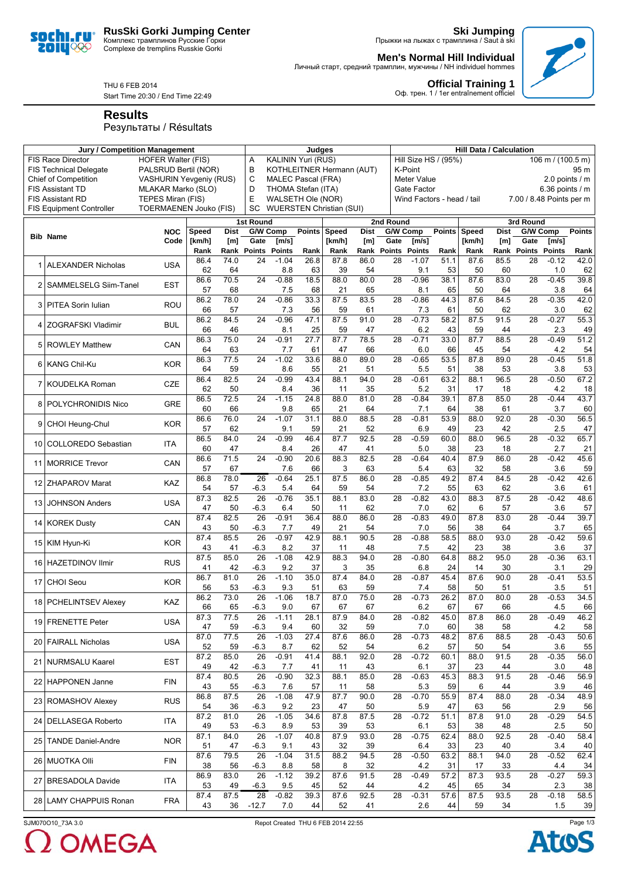**RusSki Gorki Jumping Center**
Комплекс трамплинов Русские Горки
Complexe de tremplins Russkie Gorki

**Ski Jumping**
Прыжки на лыжах с трамплина / Saut à ski

**Men's Normal Hill Individual**
Личный старт, средний трамплин, мужчины / NH individuel hommes

**Official Training 1**
Оф. трен. 1 / 1er entraînement officiel

THU 6 FEB 2014
Start Time 20:30 / End Time 22:49

# Results

Результаты / Résultats

| Jury / Competition Management | | Judges | | Hill Data / Calculation | |
|---|---|---|---|---|---|
| FIS Race Director | HOFER Walter (FIS) | A | KALININ Yuri (RUS) | Hill Size HS / (95%) | 106 m / (100.5 m) |
| FIS Technical Delegate | PALSRUD Bertil (NOR) | B | KOTHLEITNER Hermann (AUT) | K-Point | 95 m |
| Chief of Competition | VASHURIN Yevgeniy (RUS) | C | MALEC Pascal (FRA) | Meter Value | 2.0 points / m |
| FIS Assistant TD | MLAKAR Marko (SLO) | D | THOMA Stefan (ITA) | Gate Factor | 6.36 points / m |
| FIS Assistant RD | TEPES Miran (FIS) | E | WALSETH Ole (NOR) | Wind Factors - head / tail | 7.00 / 8.48 Points per m |
| FIS Equipment Controller | TOERMAENEN Jouko (FIS) | SC | WUERSTEN Christian (SUI) | | |

| Bib | Name | NOC Code | 1st Round Speed [km/h] | Dist [m] | G/W Comp Gate | [m/s] | Points | 2nd Round Speed [km/h] | Dist [m] | G/W Comp Gate | [m/s] | Points | 3rd Round Speed [km/h] | Dist [m] | G/W Comp Gate | [m/s] | Points |
|---|---|---|---|---|---|---|---|---|---|---|---|---|---|---|---|---|---|
| | | | Rank | Rank | Points | Points | Rank | Rank | Rank | Points | Points | Rank | Rank | Rank | Points | Points | Rank |
| 1 | ALEXANDER Nicholas | USA | 86.4 | 74.0 | 24 | -1.04 | 26.8 | 87.8 | 86.0 | 28 | -1.07 | 51.1 | 87.6 | 85.5 | 28 | -0.12 | 42.0 |
| | | | 62 | 64 | | 8.8 | 63 | 39 | 54 | | 9.1 | 53 | 50 | 60 | | 1.0 | 62 |
| 2 | SAMMELSELG Siim-Tanel | EST | 86.6 | 70.5 | 24 | -0.88 | 18.5 | 88.0 | 80.0 | 28 | -0.96 | 38.1 | 87.6 | 83.0 | 28 | -0.45 | 39.8 |
| | | | 57 | 68 | | 7.5 | 68 | 21 | 65 | | 8.1 | 65 | 50 | 64 | | 3.8 | 64 |
| 3 | PITEA Sorin Iulian | ROU | 86.2 | 78.0 | 24 | -0.86 | 33.3 | 87.5 | 83.5 | 28 | -0.86 | 44.3 | 87.6 | 84.5 | 28 | -0.35 | 42.0 |
| | | | 66 | 57 | | 7.3 | 56 | 59 | 61 | | 7.3 | 61 | 50 | 62 | | 3.0 | 62 |
| 4 | ZOGRAFSKI Vladimir | BUL | 86.2 | 84.5 | 24 | -0.96 | 47.1 | 87.5 | 91.0 | 28 | -0.73 | 58.2 | 87.5 | 91.5 | 28 | -0.27 | 55.3 |
| | | | 66 | 46 | | 8.1 | 25 | 59 | 47 | | 6.2 | 43 | 59 | 44 | | 2.3 | 49 |
| 5 | ROWLEY Matthew | CAN | 86.3 | 75.0 | 24 | -0.91 | 27.7 | 87.7 | 78.5 | 28 | -0.71 | 33.0 | 87.7 | 88.5 | 28 | -0.49 | 51.2 |
| | | | 64 | 63 | | 7.7 | 61 | 47 | 66 | | 6.0 | 66 | 45 | 54 | | 4.2 | 54 |
| 6 | KANG Chil-Ku | KOR | 86.3 | 77.5 | 24 | -1.02 | 33.6 | 88.0 | 89.0 | 28 | -0.65 | 53.5 | 87.8 | 89.0 | 28 | -0.45 | 51.8 |
| | | | 64 | 59 | | 8.6 | 55 | 21 | 51 | | 5.5 | 51 | 38 | 53 | | 3.8 | 53 |
| 7 | KOUDELKA Roman | CZE | 86.4 | 82.5 | 24 | -0.99 | 43.4 | 88.1 | 94.0 | 28 | -0.61 | 63.2 | 88.1 | 96.5 | 28 | -0.50 | 67.2 |
| | | | 62 | 50 | | 8.4 | 36 | 11 | 35 | | 5.2 | 31 | 17 | 18 | | 4.2 | 18 |
| 8 | POLYCHRONIDIS Nico | GRE | 86.5 | 72.5 | 24 | -1.15 | 24.8 | 88.0 | 81.0 | 28 | -0.84 | 39.1 | 87.8 | 85.0 | 28 | -0.44 | 43.7 |
| | | | 60 | 66 | | 9.8 | 65 | 21 | 64 | | 7.1 | 64 | 38 | 61 | | 3.7 | 60 |
| 9 | CHOI Heung-Chul | KOR | 86.6 | 76.0 | 24 | -1.07 | 31.1 | 88.0 | 88.5 | 28 | -0.81 | 53.9 | 88.0 | 92.0 | 28 | -0.30 | 56.5 |
| | | | 57 | 62 | | 9.1 | 59 | 21 | 52 | | 6.9 | 49 | 23 | 42 | | 2.5 | 47 |
| 10 | COLLOREDO Sebastian | ITA | 86.5 | 84.0 | 24 | -0.99 | 46.4 | 87.7 | 92.5 | 28 | -0.59 | 60.0 | 88.0 | 96.5 | 28 | -0.32 | 65.7 |
| | | | 60 | 47 | | 8.4 | 26 | 47 | 41 | | 5.0 | 38 | 23 | 18 | | 2.7 | 21 |
| 11 | MORRICE Trevor | CAN | 86.6 | 71.5 | 24 | -0.90 | 20.6 | 88.3 | 82.5 | 28 | -0.64 | 40.4 | 87.9 | 86.0 | 28 | -0.42 | 45.6 |
| | | | 57 | 67 | | 7.6 | 66 | 3 | 63 | | 5.4 | 63 | 32 | 58 | | 3.6 | 59 |
| 12 | ZHAPAROV Marat | KAZ | 86.8 | 78.0 | 26 | -0.64 | 25.1 | 87.5 | 86.0 | 28 | -0.85 | 49.2 | 87.4 | 84.5 | 28 | -0.42 | 42.6 |
| | | | 54 | 57 | -6.3 | 5.4 | 64 | 59 | 54 | | 7.2 | 55 | 63 | 62 | | 3.6 | 61 |
| 13 | JOHNSON Anders | USA | 87.3 | 82.5 | 26 | -0.76 | 35.1 | 88.1 | 83.0 | 28 | -0.82 | 43.0 | 88.3 | 87.5 | 28 | -0.42 | 48.6 |
| | | | 47 | 50 | -6.3 | 6.4 | 50 | 11 | 62 | | 7.0 | 62 | 6 | 57 | | 3.6 | 57 |
| 14 | KOREK Dusty | CAN | 87.4 | 82.5 | 26 | -0.91 | 36.4 | 88.0 | 86.0 | 28 | -0.83 | 49.0 | 87.8 | 83.0 | 28 | -0.44 | 39.7 |
| | | | 43 | 50 | -6.3 | 7.7 | 49 | 21 | 54 | | 7.0 | 56 | 38 | 64 | | 3.7 | 65 |
| 15 | KIM Hyun-Ki | KOR | 87.4 | 85.5 | 26 | -0.97 | 42.9 | 88.1 | 90.5 | 28 | -0.88 | 58.5 | 88.0 | 93.0 | 28 | -0.42 | 59.6 |
| | | | 43 | 41 | -6.3 | 8.2 | 37 | 11 | 48 | | 7.5 | 42 | 23 | 38 | | 3.6 | 37 |
| 16 | HAZETDINOV Ilmir | RUS | 87.5 | 85.0 | 26 | -1.08 | 42.9 | 88.3 | 94.0 | 28 | -0.80 | 64.8 | 88.2 | 95.0 | 28 | -0.36 | 63.1 |
| | | | 41 | 42 | -6.3 | 9.2 | 37 | 3 | 35 | | 6.8 | 24 | 14 | 30 | | 3.1 | 29 |
| 17 | CHOI Seou | KOR | 86.7 | 81.0 | 26 | -1.10 | 35.0 | 87.4 | 84.0 | 28 | -0.87 | 45.4 | 87.6 | 90.0 | 28 | -0.41 | 53.5 |
| | | | 56 | 53 | -6.3 | 9.3 | 51 | 63 | 59 | | 7.4 | 58 | 50 | 51 | | 3.5 | 51 |
| 18 | PCHELINTSEV Alexey | KAZ | 86.2 | 73.0 | 26 | -1.06 | 18.7 | 87.0 | 75.0 | 28 | -0.73 | 26.2 | 87.0 | 80.0 | 28 | -0.53 | 34.5 |
| | | | 66 | 65 | -6.3 | 9.0 | 67 | 67 | 67 | | 6.2 | 67 | 67 | 66 | | 4.5 | 66 |
| 19 | FRENETTE Peter | USA | 87.3 | 77.5 | 26 | -1.11 | 28.1 | 87.9 | 84.0 | 28 | -0.82 | 45.0 | 87.8 | 86.0 | 28 | -0.49 | 46.2 |
| | | | 47 | 59 | -6.3 | 9.4 | 60 | 32 | 59 | | 7.0 | 60 | 38 | 58 | | 4.2 | 58 |
| 20 | FAIRALL Nicholas | USA | 87.0 | 77.5 | 26 | -1.03 | 27.4 | 87.6 | 86.0 | 28 | -0.73 | 48.2 | 87.6 | 88.5 | 28 | -0.43 | 50.6 |
| | | | 52 | 59 | -6.3 | 8.7 | 62 | 52 | 54 | | 6.2 | 57 | 50 | 54 | | 3.6 | 55 |
| 21 | NURMSALU Kaarel | EST | 87.2 | 85.0 | 26 | -0.91 | 41.4 | 88.1 | 92.0 | 28 | -0.72 | 60.1 | 88.0 | 91.5 | 28 | -0.35 | 56.0 |
| | | | 49 | 42 | -6.3 | 7.7 | 41 | 11 | 43 | | 6.1 | 37 | 23 | 44 | | 3.0 | 48 |
| 22 | HAPPONEN Janne | FIN | 87.4 | 80.5 | 26 | -0.90 | 32.3 | 88.1 | 85.0 | 28 | -0.63 | 45.3 | 88.3 | 91.5 | 28 | -0.46 | 56.9 |
| | | | 43 | 55 | -6.3 | 7.6 | 57 | 11 | 58 | | 5.3 | 59 | 6 | 44 | | 3.9 | 46 |
| 23 | ROMASHOV Alexey | RUS | 86.8 | 87.5 | 26 | -1.08 | 47.9 | 87.7 | 90.0 | 28 | -0.70 | 55.9 | 87.4 | 88.0 | 28 | -0.34 | 48.9 |
| | | | 54 | 36 | -6.3 | 9.2 | 23 | 47 | 50 | | 5.9 | 47 | 63 | 56 | | 2.9 | 56 |
| 24 | DELLASEGA Roberto | ITA | 87.2 | 81.0 | 26 | -1.05 | 34.6 | 87.8 | 87.5 | 28 | -0.72 | 51.1 | 87.8 | 91.0 | 28 | -0.29 | 54.5 |
| | | | 49 | 53 | -6.3 | 8.9 | 53 | 39 | 53 | | 6.1 | 53 | 38 | 48 | | 2.5 | 50 |
| 25 | TANDE Daniel-Andre | NOR | 87.1 | 84.0 | 26 | -1.07 | 40.8 | 87.9 | 93.0 | 28 | -0.75 | 62.4 | 88.0 | 92.5 | 28 | -0.40 | 58.4 |
| | | | 51 | 47 | -6.3 | 9.1 | 43 | 32 | 39 | | 6.4 | 33 | 23 | 40 | | 3.4 | 40 |
| 26 | MUOTKA Olli | FIN | 87.6 | 79.5 | 26 | -1.04 | 31.5 | 88.2 | 94.5 | 28 | -0.50 | 63.2 | 88.1 | 94.0 | 28 | -0.52 | 62.4 |
| | | | 38 | 56 | -6.3 | 8.8 | 58 | 8 | 32 | | 4.2 | 31 | 17 | 33 | | 4.4 | 34 |
| 27 | BRESADOLA Davide | ITA | 86.9 | 83.0 | 26 | -1.12 | 39.2 | 87.6 | 91.5 | 28 | -0.49 | 57.2 | 87.3 | 93.5 | 28 | -0.27 | 59.3 |
| | | | 53 | 49 | -6.3 | 9.5 | 45 | 52 | 44 | | 4.2 | 45 | 65 | 34 | | 2.3 | 38 |
| 28 | LAMY CHAPPUIS Ronan | FRA | 87.4 | 87.5 | 28 | -0.82 | 39.3 | 87.6 | 92.5 | 28 | -0.31 | 57.6 | 87.5 | 93.5 | 28 | -0.18 | 58.5 |
| | | | 43 | 36 | -12.7 | 7.0 | 44 | 52 | 41 | | 2.6 | 44 | 59 | 34 | | 1.5 | 39 |

SJM070O10_73A 3.0 Repot Created THU 6 FEB 2014 22:55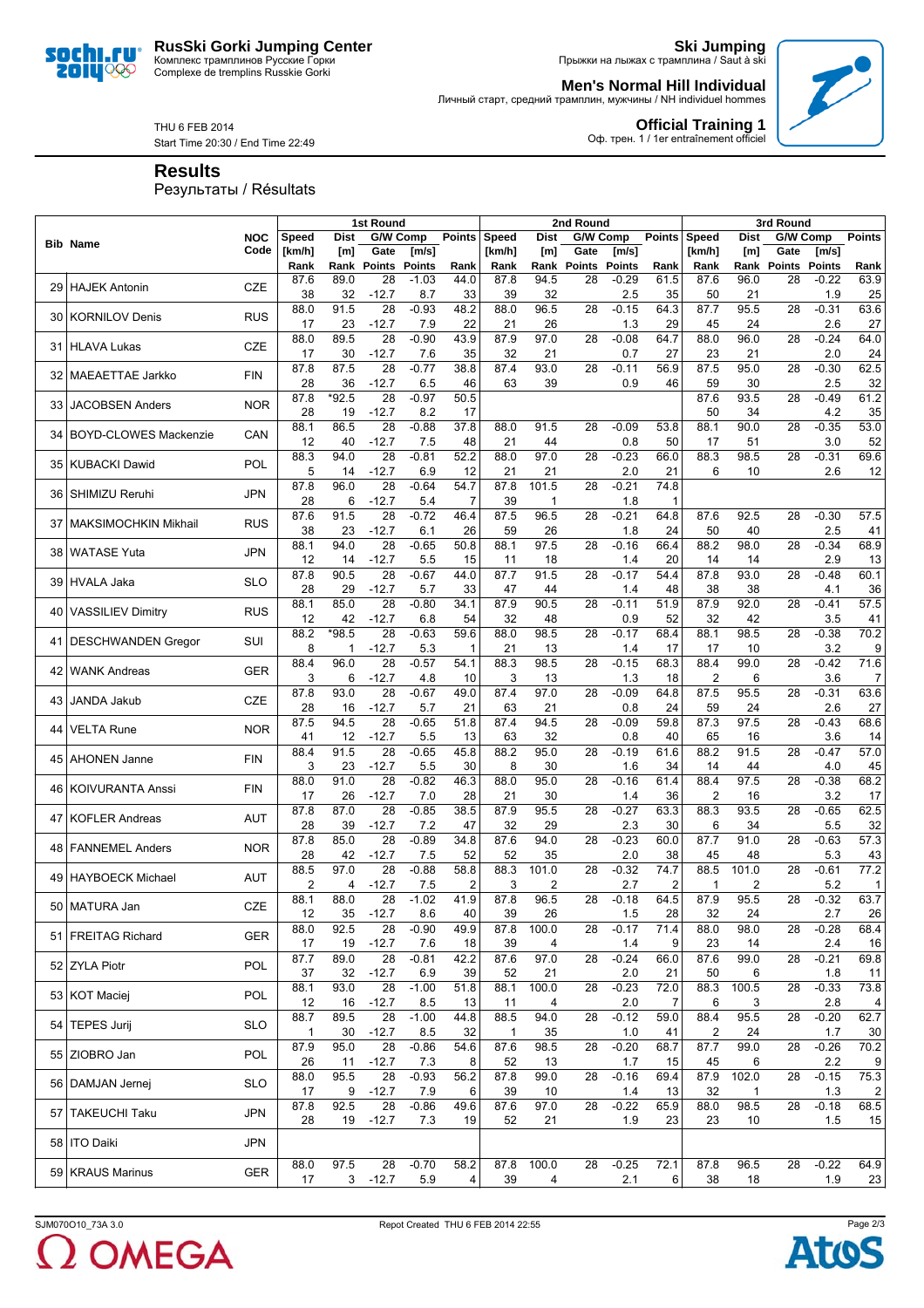**RusSki Gorki Jumping Center**
Комплекс трамплинов Русские Горки
Complexe de tremplins Russkie Gorki

**Ski Jumping**
Прыжки на лыжах с трамплина / Saut à ski

**Men's Normal Hill Individual**
Личный старт, средний трамплин, мужчины / NH individuel hommes

**Official Training 1**
Оф. трен. 1 / 1er entraînement officiel

THU 6 FEB 2014
Start Time 20:30 / End Time 22:49

## Results
Результаты / Résultats

| Bib | Name | NOC Code | 1st Round Speed [km/h] | Dist [m] | G/W Comp Gate | [m/s] | Points | 2nd Round Speed [km/h] | Dist [m] | G/W Comp Gate | [m/s] | Points | 3rd Round Speed [km/h] | Dist [m] | G/W Comp Gate | [m/s] | Points |
|---|---|---|---|---|---|---|---|---|---|---|---|---|---|---|---|---|---|
| | | | Rank | Rank | Points | Points | Rank | Rank | Rank | Points | Points | Rank | Rank | Rank | Points | Points | Rank |
| 29 | HAJEK Antonin | CZE | 87.6 | 89.0 | 28 | -1.03 | 44.0 | 87.8 | 94.5 | 28 | -0.29 | 61.5 | 87.6 | 96.0 | 28 | -0.22 | 63.9 |
| | | | 38 | 32 | -12.7 | 8.7 | 33 | 39 | 32 | | 2.5 | 35 | 50 | 21 | | 1.9 | 25 |
| 30 | KORNILOV Denis | RUS | 88.0 | 91.5 | 28 | -0.93 | 48.2 | 88.0 | 96.5 | 28 | -0.15 | 64.3 | 87.7 | 95.5 | 28 | -0.31 | 63.6 |
| | | | 17 | 23 | -12.7 | 7.9 | 22 | 21 | 26 | | 1.3 | 29 | 45 | 24 | | 2.6 | 27 |
| 31 | HLAVA Lukas | CZE | 88.0 | 89.5 | 28 | -0.90 | 43.9 | 87.9 | 97.0 | 28 | -0.08 | 64.7 | 88.0 | 96.0 | 28 | -0.24 | 64.0 |
| | | | 17 | 30 | -12.7 | 7.6 | 35 | 32 | 21 | | 0.7 | 27 | 23 | 21 | | 2.0 | 24 |
| 32 | MAEAETTAE Jarkko | FIN | 87.8 | 87.5 | 28 | -0.77 | 38.8 | 87.4 | 93.0 | 28 | -0.11 | 56.9 | 87.5 | 95.0 | 28 | -0.30 | 62.5 |
| | | | 28 | 36 | -12.7 | 6.5 | 46 | 63 | 39 | | 0.9 | 46 | 59 | 30 | | 2.5 | 32 |
| 33 | JACOBSEN Anders | NOR | 87.8 | *92.5 | 28 | -0.97 | 50.5 | | | | | | 87.6 | 93.5 | 28 | -0.49 | 61.2 |
| | | | 28 | 19 | -12.7 | 8.2 | 17 | | | | | | 50 | 34 | | 4.2 | 35 |
| 34 | BOYD-CLOWES Mackenzie | CAN | 88.1 | 86.5 | 28 | -0.88 | 37.8 | 88.0 | 91.5 | 28 | -0.09 | 53.8 | 88.1 | 90.0 | 28 | -0.35 | 53.0 |
| | | | 12 | 40 | -12.7 | 7.5 | 48 | 21 | 44 | | 0.8 | 50 | 17 | 51 | | 3.0 | 52 |
| 35 | KUBACKI Dawid | POL | 88.3 | 94.0 | 28 | -0.81 | 52.2 | 88.0 | 97.0 | 28 | -0.23 | 66.0 | 88.3 | 98.5 | 28 | -0.31 | 69.6 |
| | | | 5 | 14 | -12.7 | 6.9 | 12 | 21 | 21 | | 2.0 | 21 | 6 | 10 | | 2.6 | 12 |
| 36 | SHIMIZU Reruhi | JPN | 87.8 | 96.0 | 28 | -0.64 | 54.7 | 87.8 | 101.5 | 28 | -0.21 | 74.8 | | | | | |
| | | | 28 | 6 | -12.7 | 5.4 | 7 | 39 | 1 | | 1.8 | 1 | | | | | |
| 37 | MAKSIMOCHKIN Mikhail | RUS | 87.6 | 91.5 | 28 | -0.72 | 46.4 | 87.5 | 96.5 | 28 | -0.21 | 64.8 | 87.6 | 92.5 | 28 | -0.30 | 57.5 |
| | | | 38 | 23 | -12.7 | 6.1 | 26 | 59 | 26 | | 1.8 | 24 | 50 | 40 | | 2.5 | 41 |
| 38 | WATASE Yuta | JPN | 88.1 | 94.0 | 28 | -0.65 | 50.8 | 88.1 | 97.5 | 28 | -0.16 | 66.4 | 88.2 | 98.0 | 28 | -0.34 | 68.9 |
| | | | 12 | 14 | -12.7 | 5.5 | 15 | 11 | 18 | | 1.4 | 20 | 14 | 14 | | 2.9 | 13 |
| 39 | HVALA Jaka | SLO | 87.8 | 90.5 | 28 | -0.67 | 44.0 | 87.7 | 91.5 | 28 | -0.17 | 54.4 | 87.8 | 93.0 | 28 | -0.48 | 60.1 |
| | | | 28 | 29 | -12.7 | 5.7 | 33 | 47 | 44 | | 1.4 | 48 | 38 | 38 | | 4.1 | 36 |
| 40 | VASSILIEV Dimitry | RUS | 88.1 | 85.0 | 28 | -0.80 | 34.1 | 87.9 | 90.5 | 28 | -0.11 | 51.9 | 87.9 | 92.0 | 28 | -0.41 | 57.5 |
| | | | 12 | 42 | -12.7 | 6.8 | 54 | 32 | 48 | | 0.9 | 52 | 32 | 42 | | 3.5 | 41 |
| 41 | DESCHWANDEN Gregor | SUI | 88.2 | *98.5 | 28 | -0.63 | 59.6 | 88.0 | 98.5 | 28 | -0.17 | 68.4 | 88.1 | 98.5 | 28 | -0.38 | 70.2 |
| | | | 8 | 1 | -12.7 | 5.3 | 1 | 21 | 13 | | 1.4 | 17 | 17 | 10 | | 3.2 | 9 |
| 42 | WANK Andreas | GER | 88.4 | 96.0 | 28 | -0.57 | 54.1 | 88.3 | 98.5 | 28 | -0.15 | 68.3 | 88.4 | 99.0 | 28 | -0.42 | 71.6 |
| | | | 3 | 6 | -12.7 | 4.8 | 10 | 3 | 13 | | 1.3 | 18 | 2 | 6 | | 3.6 | 7 |
| 43 | JANDA Jakub | CZE | 87.8 | 93.0 | 28 | -0.67 | 49.0 | 87.4 | 97.0 | 28 | -0.09 | 64.8 | 87.5 | 95.5 | 28 | -0.31 | 63.6 |
| | | | 28 | 16 | -12.7 | 5.7 | 21 | 63 | 21 | | 0.8 | 24 | 59 | 24 | | 2.6 | 27 |
| 44 | VELTA Rune | NOR | 87.5 | 94.5 | 28 | -0.65 | 51.8 | 87.4 | 94.5 | 28 | -0.09 | 59.8 | 87.3 | 97.5 | 28 | -0.43 | 68.6 |
| | | | 41 | 12 | -12.7 | 5.5 | 13 | 63 | 32 | | 0.8 | 40 | 65 | 16 | | 3.6 | 14 |
| 45 | AHONEN Janne | FIN | 88.4 | 91.5 | 28 | -0.65 | 45.8 | 88.2 | 95.0 | 28 | -0.19 | 61.6 | 88.2 | 91.5 | 28 | -0.47 | 57.0 |
| | | | 3 | 23 | -12.7 | 5.5 | 30 | 8 | 30 | | 1.6 | 34 | 14 | 44 | | 4.0 | 45 |
| 46 | KOIVURANTA Anssi | FIN | 88.0 | 91.0 | 28 | -0.82 | 46.3 | 88.0 | 95.0 | 28 | -0.16 | 61.4 | 88.4 | 97.5 | 28 | -0.38 | 68.2 |
| | | | 17 | 26 | -12.7 | 7.0 | 28 | 21 | 30 | | 1.4 | 36 | 2 | 16 | | 3.2 | 17 |
| 47 | KOFLER Andreas | AUT | 87.8 | 87.0 | 28 | -0.85 | 38.5 | 87.9 | 95.5 | 28 | -0.27 | 63.3 | 88.3 | 93.5 | 28 | -0.65 | 62.5 |
| | | | 28 | 39 | -12.7 | 7.2 | 47 | 32 | 29 | | 2.3 | 30 | 6 | 34 | | 5.5 | 32 |
| 48 | FANNEMEL Anders | NOR | 87.8 | 85.0 | 28 | -0.89 | 34.8 | 87.6 | 94.0 | 28 | -0.23 | 60.0 | 87.7 | 91.0 | 28 | -0.63 | 57.3 |
| | | | 28 | 42 | -12.7 | 7.5 | 52 | 52 | 35 | | 2.0 | 38 | 45 | 48 | | 5.3 | 43 |
| 49 | HAYBOECK Michael | AUT | 88.5 | 97.0 | 28 | -0.88 | 58.8 | 88.3 | 101.0 | 28 | -0.32 | 74.7 | 88.5 | 101.0 | 28 | -0.61 | 77.2 |
| | | | 2 | 4 | -12.7 | 7.5 | 2 | 3 | 2 | | 2.7 | 2 | 1 | 2 | | 5.2 | 1 |
| 50 | MATURA Jan | CZE | 88.1 | 88.0 | 28 | -1.02 | 41.9 | 87.8 | 96.5 | 28 | -0.18 | 64.5 | 87.9 | 95.5 | 28 | -0.32 | 63.7 |
| | | | 12 | 35 | -12.7 | 8.6 | 40 | 39 | 26 | | 1.5 | 28 | 32 | 24 | | 2.7 | 26 |
| 51 | FREITAG Richard | GER | 88.0 | 92.5 | 28 | -0.90 | 49.9 | 87.8 | 100.0 | 28 | -0.17 | 71.4 | 88.0 | 98.0 | 28 | -0.28 | 68.4 |
| | | | 17 | 19 | -12.7 | 7.6 | 18 | 39 | 4 | | 1.4 | 9 | 23 | 14 | | 2.4 | 16 |
| 52 | ZYLA Piotr | POL | 87.7 | 89.0 | 28 | -0.81 | 42.2 | 87.6 | 97.0 | 28 | -0.24 | 66.0 | 87.6 | 99.0 | 28 | -0.21 | 69.8 |
| | | | 37 | 32 | -12.7 | 6.9 | 39 | 52 | 21 | | 2.0 | 21 | 50 | 6 | | 1.8 | 11 |
| 53 | KOT Maciej | POL | 88.1 | 93.0 | 28 | -1.00 | 51.8 | 88.1 | 100.0 | 28 | -0.23 | 72.0 | 88.3 | 100.5 | 28 | -0.33 | 73.8 |
| | | | 12 | 16 | -12.7 | 8.5 | 13 | 11 | 4 | | 2.0 | 7 | 6 | 3 | | 2.8 | 4 |
| 54 | TEPES Jurij | SLO | 88.7 | 89.5 | 28 | -1.00 | 44.8 | 88.5 | 94.0 | 28 | -0.12 | 59.0 | 88.4 | 95.5 | 28 | -0.20 | 62.7 |
| | | | 1 | 30 | -12.7 | 8.5 | 32 | 1 | 35 | | 1.0 | 41 | 2 | 24 | | 1.7 | 30 |
| 55 | ZIOBRO Jan | POL | 87.9 | 95.0 | 28 | -0.86 | 54.6 | 87.6 | 98.5 | 28 | -0.20 | 68.7 | 87.7 | 99.0 | 28 | -0.26 | 70.2 |
| | | | 26 | 11 | -12.7 | 7.3 | 8 | 52 | 13 | | 1.7 | 15 | 45 | 6 | | 2.2 | 9 |
| 56 | DAMJAN Jernej | SLO | 88.0 | 95.5 | 28 | -0.93 | 56.2 | 87.8 | 99.0 | 28 | -0.16 | 69.4 | 87.9 | 102.0 | 28 | -0.15 | 75.3 |
| | | | 17 | 9 | -12.7 | 7.9 | 6 | 39 | 10 | | 1.4 | 13 | 32 | 1 | | 1.3 | 2 |
| 57 | TAKEUCHI Taku | JPN | 87.8 | 92.5 | 28 | -0.86 | 49.6 | 87.6 | 97.0 | 28 | -0.22 | 65.9 | 88.0 | 98.5 | 28 | -0.18 | 68.5 |
| | | | 28 | 19 | -12.7 | 7.3 | 19 | 52 | 21 | | 1.9 | 23 | 23 | 10 | | 1.5 | 15 |
| 58 | ITO Daiki | JPN | | | | | | | | | | | | | | | |
| 59 | KRAUS Marinus | GER | 88.0 | 97.5 | 28 | -0.70 | 58.2 | 87.8 | 100.0 | 28 | -0.25 | 72.1 | 87.8 | 96.5 | 28 | -0.22 | 64.9 |
| | | | 17 | 3 | -12.7 | 5.9 | 4 | 39 | 4 | | 2.1 | 6 | 38 | 18 | | 1.9 | 23 |

SJM070O10_73A 3.0 — Repot Created THU 6 FEB 2014 22:55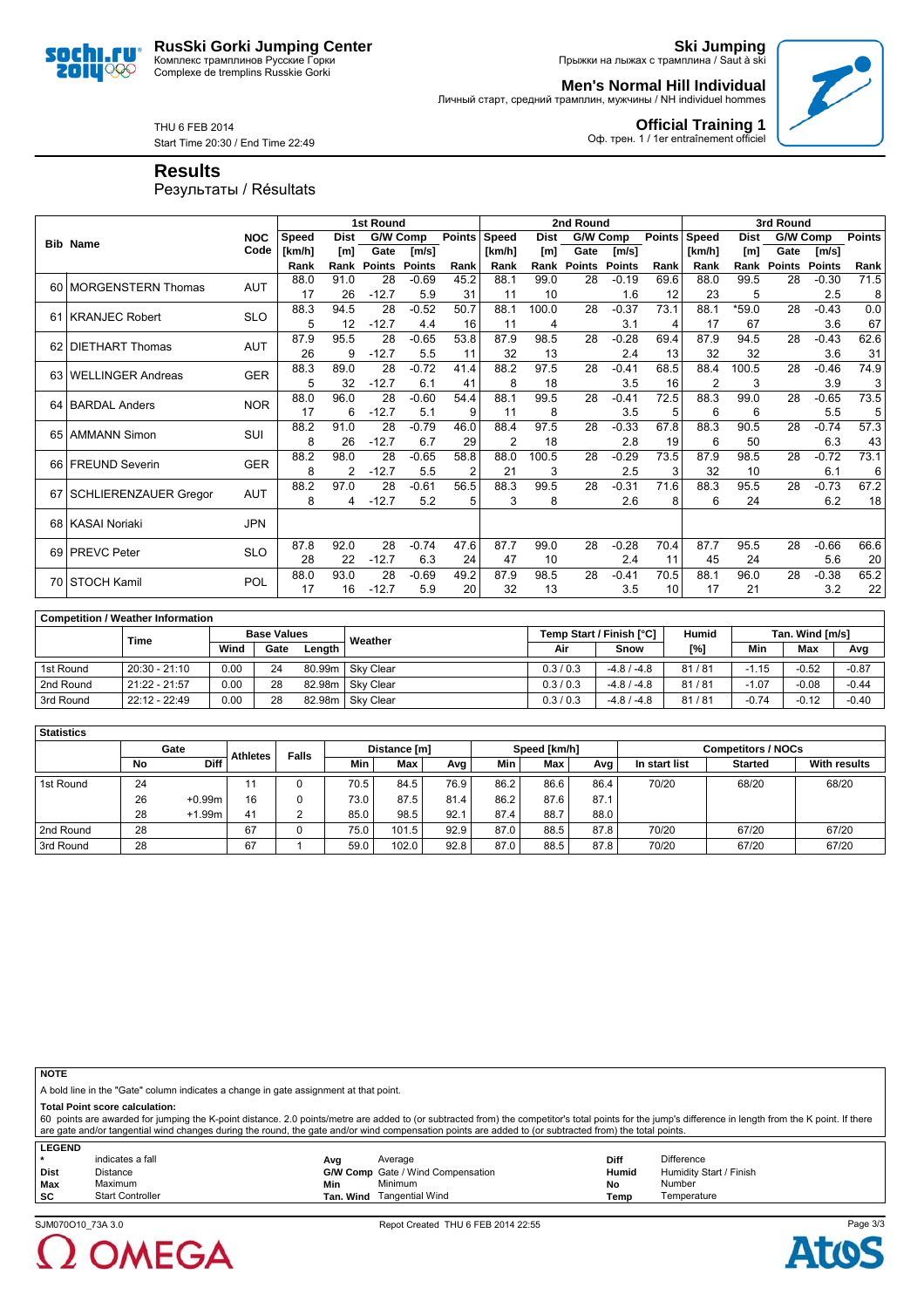**RusSki Gorki Jumping Center**
Комплекс трамплинов Русские Горки
Complexe de tremplins Russkie Gorki

**Ski Jumping**
Прыжки на лыжах с трамплина / Saut à ski

**Men's Normal Hill Individual**
Личный старт, средний трамплин, мужчины / NH individuel hommes

THU 6 FEB 2014
Start Time 20:30 / End Time 22:49

**Official Training 1**
Оф. трен. 1 / 1er entraînement officiel

## Results
Результаты / Résultats

| Bib | Name | NOC Code | 1st Round Speed [km/h] | Dist [m] | G/W Comp Gate [m/s] | | Points | 2nd Round Speed [km/h] | Dist [m] | G/W Comp Gate [m/s] | | Points | 3rd Round Speed [km/h] | Dist [m] | G/W Comp Gate [m/s] | | Points |
|---|---|---|---|---|---|---|---|---|---|---|---|---|---|---|---|---|---|
| | | | Rank | Rank | Points | Points | Rank | Rank | Rank | Points | Points | Rank | Rank | Rank | Points | Points | Rank |
| 60 | MORGENSTERN Thomas | AUT | 88.0 | 91.0 | 28 | -0.69 | 45.2 | 88.1 | 99.0 | 28 | -0.19 | 69.6 | 88.0 | 99.5 | 28 | -0.30 | 71.5 |
| | | | 17 | 26 | -12.7 | 5.9 | 31 | 11 | 10 | | 1.6 | 12 | 23 | 5 | | 2.5 | 8 |
| 61 | KRANJEC Robert | SLO | 88.3 | 94.5 | 28 | -0.52 | 50.7 | 88.1 | 100.0 | 28 | -0.37 | 73.1 | 88.1 | *59.0 | 28 | -0.43 | 0.0 |
| | | | 5 | 12 | -12.7 | 4.4 | 16 | 11 | 4 | | 3.1 | 4 | 17 | 67 | | 3.6 | 67 |
| 62 | DIETHART Thomas | AUT | 87.9 | 95.5 | 28 | -0.65 | 53.8 | 87.9 | 98.5 | 28 | -0.28 | 69.4 | 87.9 | 94.5 | 28 | -0.43 | 62.6 |
| | | | 26 | 9 | -12.7 | 5.5 | 11 | 32 | 13 | | 2.4 | 13 | 32 | 32 | | 3.6 | 31 |
| 63 | WELLINGER Andreas | GER | 88.3 | 89.0 | 28 | -0.72 | 41.4 | 88.2 | 97.5 | 28 | -0.41 | 68.5 | 88.4 | 100.5 | 28 | -0.46 | 74.9 |
| | | | 5 | 32 | -12.7 | 6.1 | 41 | 8 | 18 | | 3.5 | 16 | 2 | 3 | | 3.9 | 3 |
| 64 | BARDAL Anders | NOR | 88.0 | 96.0 | 28 | -0.60 | 54.4 | 88.1 | 99.5 | 28 | -0.41 | 72.5 | 88.3 | 99.0 | 28 | -0.65 | 73.5 |
| | | | 17 | 6 | -12.7 | 5.1 | 9 | 11 | 8 | | 3.5 | 5 | 6 | 6 | | 5.5 | 5 |
| 65 | AMMANN Simon | SUI | 88.2 | 91.0 | 28 | -0.79 | 46.0 | 88.4 | 97.5 | 28 | -0.33 | 67.8 | 88.3 | 90.5 | 28 | -0.74 | 57.3 |
| | | | 8 | 26 | -12.7 | 6.7 | 29 | 2 | 18 | | 2.8 | 19 | 6 | 50 | | 6.3 | 43 |
| 66 | FREUND Severin | GER | 88.2 | 98.0 | 28 | -0.65 | 58.8 | 88.0 | 100.5 | 28 | -0.29 | 73.5 | 87.9 | 98.5 | 28 | -0.72 | 73.1 |
| | | | 8 | 2 | -12.7 | 5.5 | 2 | 21 | 3 | | 2.5 | 3 | 32 | 10 | | 6.1 | 6 |
| 67 | SCHLIERENZAUER Gregor | AUT | 88.2 | 97.0 | 28 | -0.61 | 56.5 | 88.3 | 99.5 | 28 | -0.31 | 71.6 | 88.3 | 95.5 | 28 | -0.73 | 67.2 |
| | | | 8 | 4 | -12.7 | 5.2 | 5 | 3 | 8 | | 2.6 | 8 | 6 | 24 | | 6.2 | 18 |
| 68 | KASAI Noriaki | JPN | | | | | | | | | | | | | | | |
| 69 | PREVC Peter | SLO | 87.8 | 92.0 | 28 | -0.74 | 47.6 | 87.7 | 99.0 | 28 | -0.28 | 70.4 | 87.7 | 95.5 | 28 | -0.66 | 66.6 |
| | | | 28 | 22 | -12.7 | 6.3 | 24 | 47 | 10 | | 2.4 | 11 | 45 | 24 | | 5.6 | 20 |
| 70 | STOCH Kamil | POL | 88.0 | 93.0 | 28 | -0.69 | 49.2 | 87.9 | 98.5 | 28 | -0.41 | 70.5 | 88.1 | 96.0 | 28 | -0.38 | 65.2 |
| | | | 17 | 16 | -12.7 | 5.9 | 20 | 32 | 13 | | 3.5 | 10 | 17 | 21 | | 3.2 | 22 |

### Competition / Weather Information

| | Time | Base Values Wind | Gate | Length | Weather | Temp Start / Finish [°C] Air | Snow | Humid [%] | Tan. Wind [m/s] Min | Max | Avg |
|---|---|---|---|---|---|---|---|---|---|---|---|
| 1st Round | 20:30 - 21:10 | 0.00 | 24 | 80.99m | Sky Clear | 0.3 / 0.3 | -4.8 / -4.8 | 81 / 81 | -1.15 | -0.52 | -0.87 |
| 2nd Round | 21:22 - 21:57 | 0.00 | 28 | 82.98m | Sky Clear | 0.3 / 0.3 | -4.8 / -4.8 | 81 / 81 | -1.07 | -0.08 | -0.44 |
| 3rd Round | 22:12 - 22:49 | 0.00 | 28 | 82.98m | Sky Clear | 0.3 / 0.3 | -4.8 / -4.8 | 81 / 81 | -0.74 | -0.12 | -0.40 |

### Statistics

| | Gate No | Diff | Athletes | Falls | Distance [m] Min | Max | Avg | Speed [km/h] Min | Max | Avg | Competitors / NOCs In start list | Started | With results |
|---|---|---|---|---|---|---|---|---|---|---|---|---|---|
| 1st Round | 24 | | 11 | 0 | 70.5 | 84.5 | 76.9 | 86.2 | 86.6 | 86.4 | 70/20 | 68/20 | 68/20 |
| | 26 | +0.99m | 16 | 0 | 73.0 | 87.5 | 81.4 | 86.2 | 87.6 | 87.1 | | | |
| | 28 | +1.99m | 41 | 2 | 85.0 | 98.5 | 92.1 | 87.4 | 88.7 | 88.0 | | | |
| 2nd Round | 28 | | 67 | 0 | 75.0 | 101.5 | 92.9 | 87.0 | 88.5 | 87.8 | 70/20 | 67/20 | 67/20 |
| 3rd Round | 28 | | 67 | 1 | 59.0 | 102.0 | 92.8 | 87.0 | 88.5 | 87.8 | 70/20 | 67/20 | 67/20 |

**NOTE**

A bold line in the "Gate" column indicates a change in gate assignment at that point.

**Total Point score calculation:**
60 points are awarded for jumping the K-point distance. 2.0 points/metre are added to (or subtracted from) the competitor's total points for the jump's difference in length from the K point. If there are gate and/or tangential wind changes during the round, the gate and/or wind compensation points are added to (or subtracted from) the total points.

**LEGEND**

| | | | | | |
|---|---|---|---|---|---|
| * | indicates a fall | Avg | Average | Diff | Difference |
| Dist | Distance | G/W Comp | Gate / Wind Compensation | Humid | Humidity Start / Finish |
| Max | Maximum | Min | Minimum | No | Number |
| SC | Start Controller | Tan. Wind | Tangential Wind | Temp | Temperature |

SJM070O10_73A 3.0 Repot Created THU 6 FEB 2014 22:55